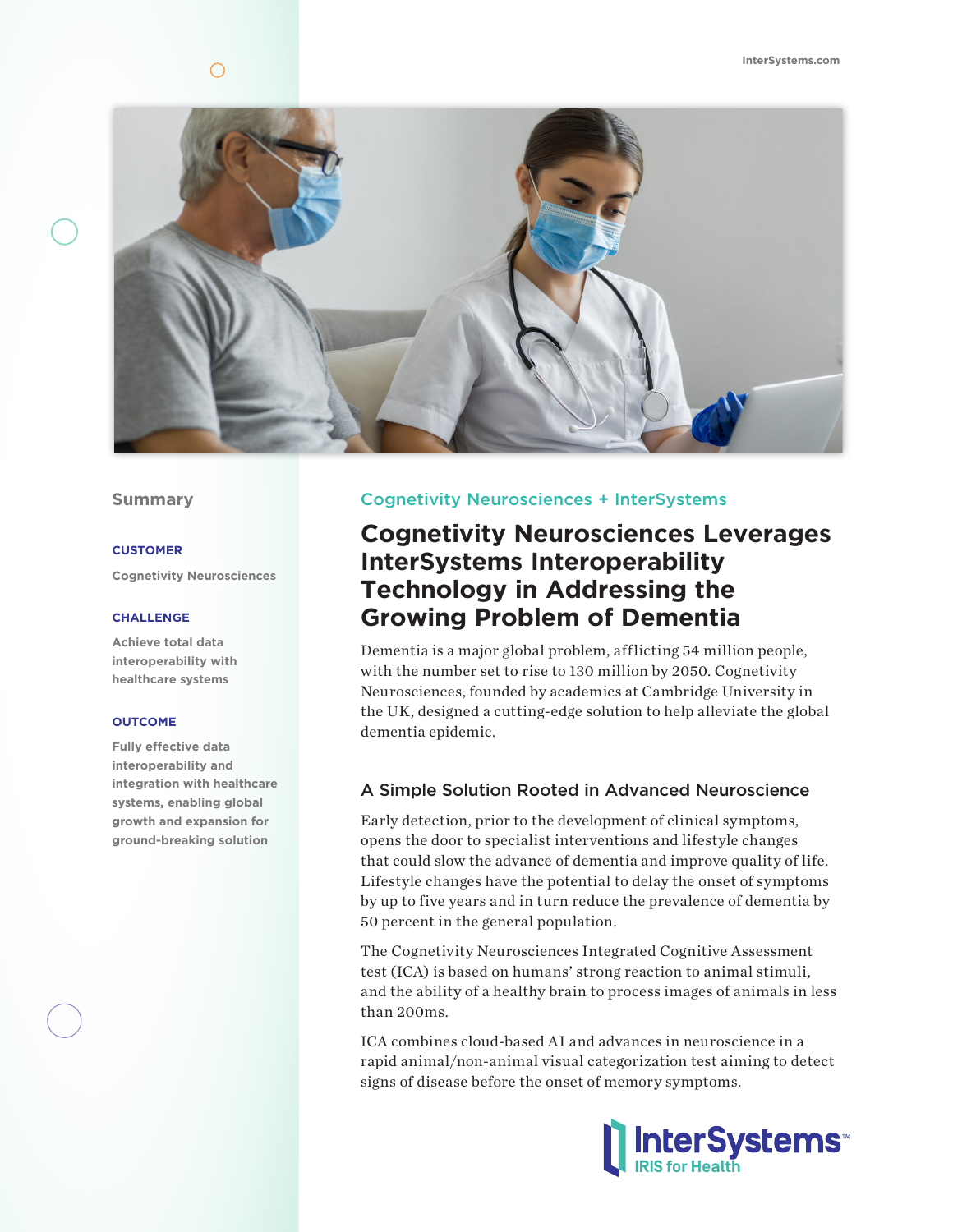InterSystems.com

## Summary

**CUSTOMER**

Cognetivity Neurosciences

**CHALLENGE**

Achieve total data interoperability with healthcare systems

**OUTCOME**

Fully effective data interoperability and integration with healthcare systems, enabling global growth and expansion for ground-breaking solution

Cognetivity Neurosciences + InterSystems

# Cognetivity Neurosciences Leverages InterSystems Interoperability Technology in Addressing the Growing Problem of Dementia

Dementia is a major global problem, afflicting 54 million people, with the number set to rise to 130 million by 2050. Cognetivity Neurosciences, founded by academics at Cambridge University in the UK, designed a cutting-edge solution to help alleviate the global dementia epidemic.

## A Simple Solution Rooted in Advanced Neuroscience

Early detection, prior to the development of clinical symptoms, opens the door to specialist interventions and lifestyle changes that could slow the advance of dementia and improve quality of life. Lifestyle changes have the potential to delay the onset of symptoms by up to five years and in turn reduce the prevalence of dementia by 50 percent in the general population.

The Cognetivity Neurosciences Integrated Cognitive Assessment test (ICA) is based on humans' strong reaction to animal stimuli, and the ability of a healthy brain to process images of animals in less than 200ms.

ICA combines cloud-based AI and advances in neuroscience in a rapid animal/non-animal visual categorization test aiming to detect signs of disease before the onset of memory symptoms.

InterSystems IRIS for Health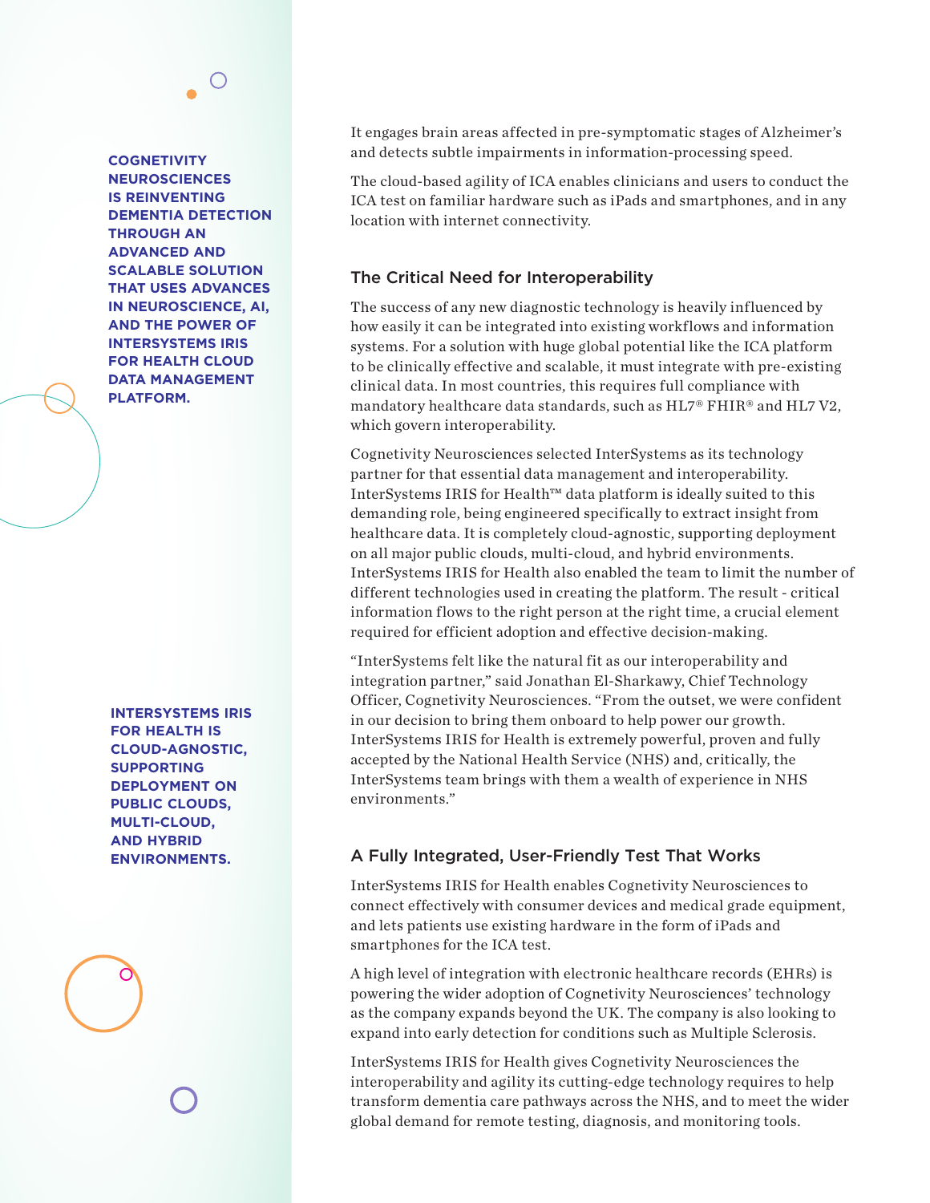**COGNETIVITY NEUROSCIENCES IS REINVENTING DEMENTIA DETECTION THROUGH AN ADVANCED AND SCALABLE SOLUTION THAT USES ADVANCES IN NEUROSCIENCE, AI, AND THE POWER OF INTERSYSTEMS IRIS FOR HEALTH CLOUD DATA MANAGEMENT PLATFORM.**

It engages brain areas affected in pre-symptomatic stages of Alzheimer's and detects subtle impairments in information-processing speed.

The cloud-based agility of ICA enables clinicians and users to conduct the ICA test on familiar hardware such as iPads and smartphones, and in any location with internet connectivity.

## The Critical Need for Interoperability

The success of any new diagnostic technology is heavily influenced by how easily it can be integrated into existing workflows and information systems. For a solution with huge global potential like the ICA platform to be clinically effective and scalable, it must integrate with pre-existing clinical data. In most countries, this requires full compliance with mandatory healthcare data standards, such as HL7® FHIR® and HL7 V2, which govern interoperability.

Cognetivity Neurosciences selected InterSystems as its technology partner for that essential data management and interoperability. InterSystems IRIS for Health™ data platform is ideally suited to this demanding role, being engineered specifically to extract insight from healthcare data. It is completely cloud-agnostic, supporting deployment on all major public clouds, multi-cloud, and hybrid environments. InterSystems IRIS for Health also enabled the team to limit the number of different technologies used in creating the platform. The result - critical information flows to the right person at the right time, a crucial element required for efficient adoption and effective decision-making.

"InterSystems felt like the natural fit as our interoperability and integration partner," said Jonathan El-Sharkawy, Chief Technology Officer, Cognetivity Neurosciences. "From the outset, we were confident in our decision to bring them onboard to help power our growth. InterSystems IRIS for Health is extremely powerful, proven and fully accepted by the National Health Service (NHS) and, critically, the InterSystems team brings with them a wealth of experience in NHS environments."

**INTERSYSTEMS IRIS FOR HEALTH IS CLOUD-AGNOSTIC, SUPPORTING DEPLOYMENT ON PUBLIC CLOUDS, MULTI-CLOUD, AND HYBRID ENVIRONMENTS.**

## A Fully Integrated, User-Friendly Test That Works

InterSystems IRIS for Health enables Cognetivity Neurosciences to connect effectively with consumer devices and medical grade equipment, and lets patients use existing hardware in the form of iPads and smartphones for the ICA test.

A high level of integration with electronic healthcare records (EHRs) is powering the wider adoption of Cognetivity Neurosciences' technology as the company expands beyond the UK. The company is also looking to expand into early detection for conditions such as Multiple Sclerosis.

InterSystems IRIS for Health gives Cognetivity Neurosciences the interoperability and agility its cutting-edge technology requires to help transform dementia care pathways across the NHS, and to meet the wider global demand for remote testing, diagnosis, and monitoring tools.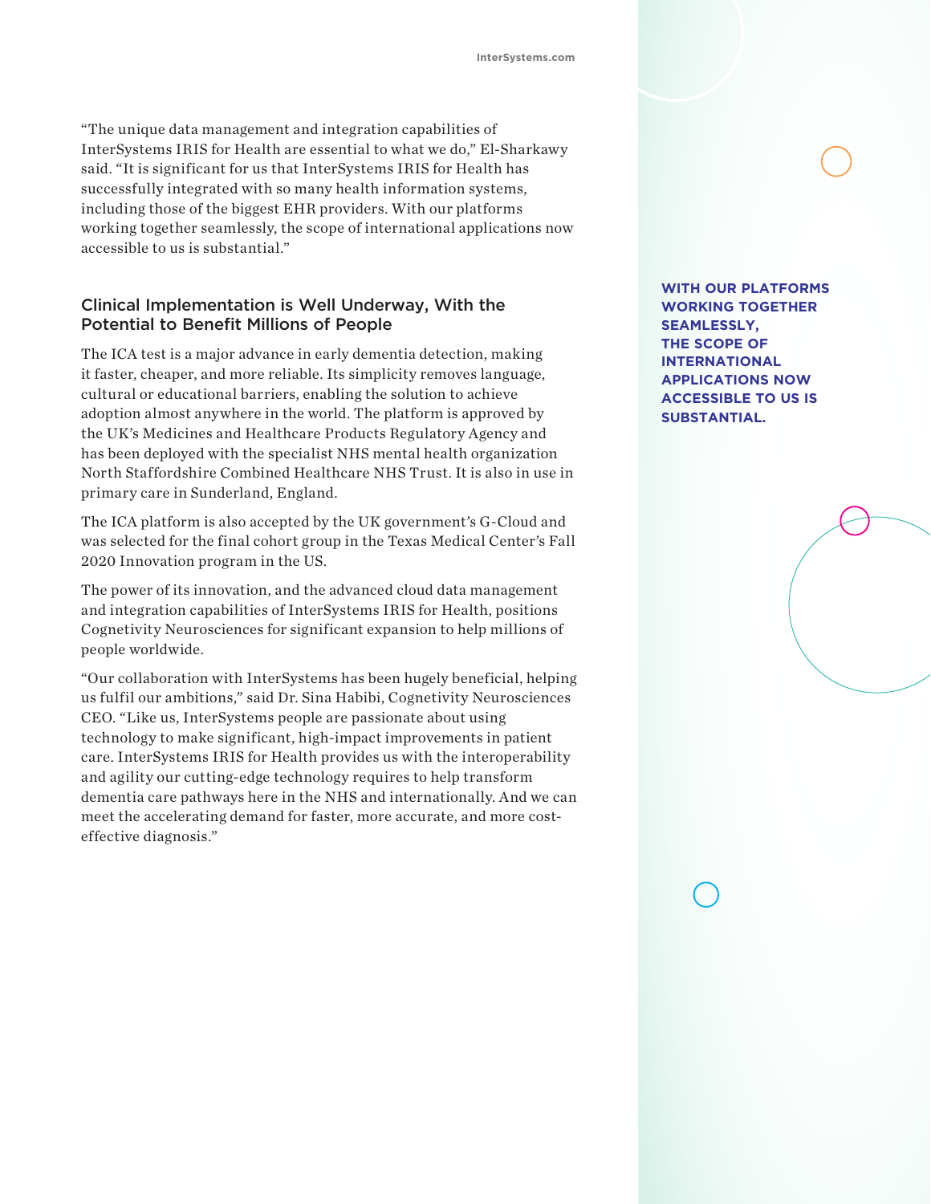"The unique data management and integration capabilities of InterSystems IRIS for Health are essential to what we do," El-Sharkawy said. "It is significant for us that InterSystems IRIS for Health has successfully integrated with so many health information systems, including those of the biggest EHR providers. With our platforms working together seamlessly, the scope of international applications now accessible to us is substantial."

## Clinical Implementation is Well Underway, With the Potential to Benefit Millions of People

The ICA test is a major advance in early dementia detection, making it faster, cheaper, and more reliable. Its simplicity removes language, cultural or educational barriers, enabling the solution to achieve adoption almost anywhere in the world. The platform is approved by the UK's Medicines and Healthcare Products Regulatory Agency and has been deployed with the specialist NHS mental health organization North Staffordshire Combined Healthcare NHS Trust. It is also in use in primary care in Sunderland, England.

The ICA platform is also accepted by the UK government's G-Cloud and was selected for the final cohort group in the Texas Medical Center's Fall 2020 Innovation program in the US.

The power of its innovation, and the advanced cloud data management and integration capabilities of InterSystems IRIS for Health, positions Cognetivity Neurosciences for significant expansion to help millions of people worldwide.

"Our collaboration with InterSystems has been hugely beneficial, helping us fulfil our ambitions," said Dr. Sina Habibi, Cognetivity Neurosciences CEO. "Like us, InterSystems people are passionate about using technology to make significant, high-impact improvements in patient care. InterSystems IRIS for Health provides us with the interoperability and agility our cutting-edge technology requires to help transform dementia care pathways here in the NHS and internationally. And we can meet the accelerating demand for faster, more accurate, and more cost-effective diagnosis."

**WITH OUR PLATFORMS WORKING TOGETHER SEAMLESSLY, THE SCOPE OF INTERNATIONAL APPLICATIONS NOW ACCESSIBLE TO US IS SUBSTANTIAL.**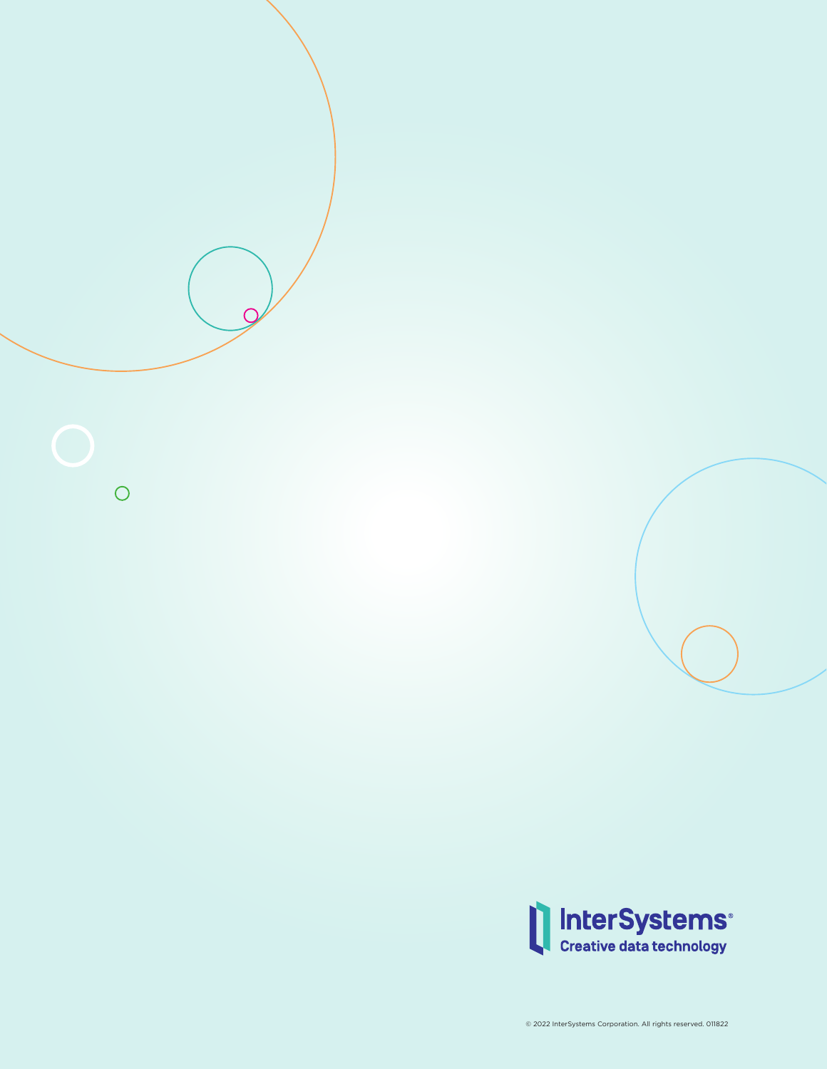InterSystems®
Creative data technology

© 2022 InterSystems Corporation. All rights reserved. 011822